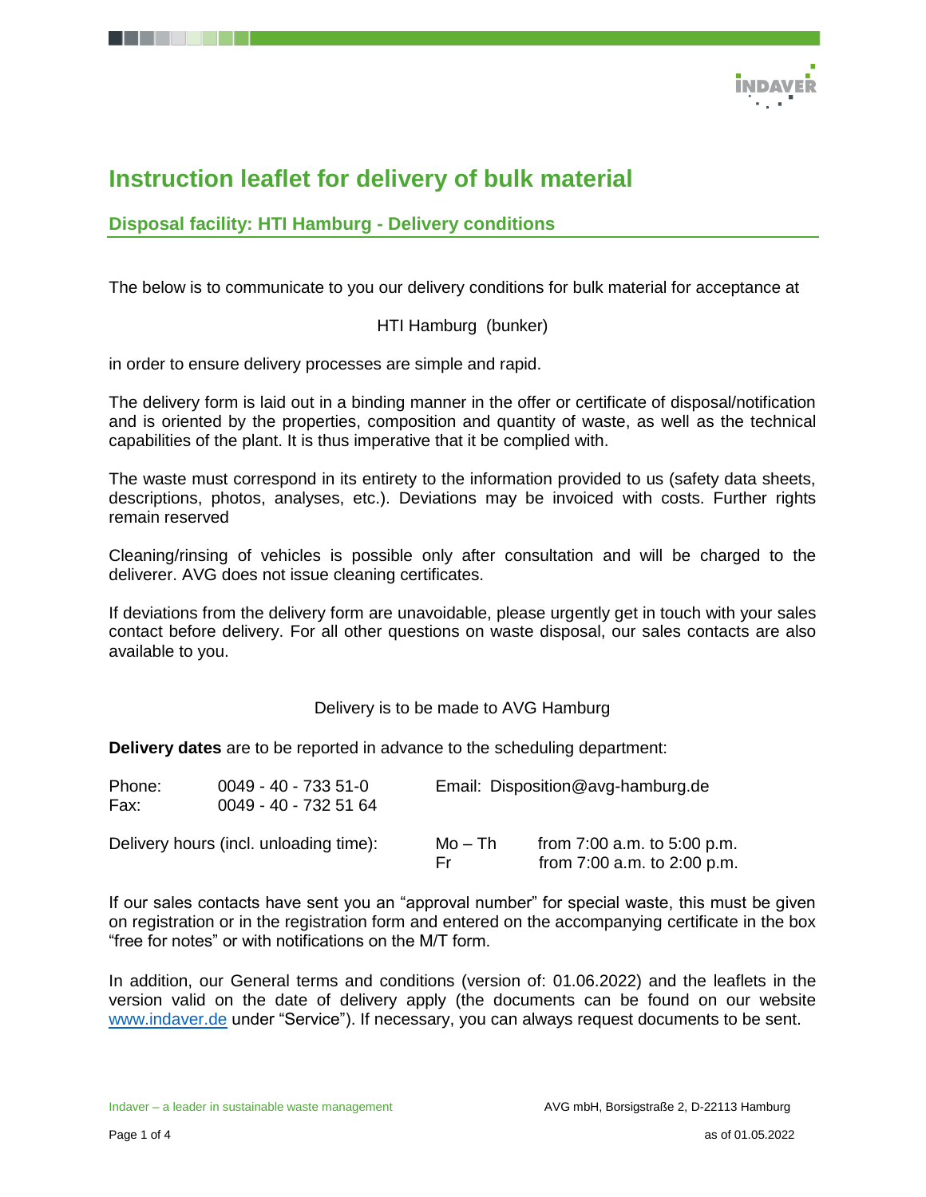# Instruction leaflet for delivery of bulk material

## Disposal facility: HTI Hamburg - Delivery conditions

The below is to communicate to you our delivery conditions for bulk material for acceptance at

HTI Hamburg (bunker)

in order to ensure delivery processes are simple and rapid.

The delivery form is laid out in a binding manner in the offer or certificate of disposal/notification and is oriented by the properties, composition and quantity of waste, as well as the technical capabilities of the plant. It is thus imperative that it be complied with.

The waste must correspond in its entirety to the information provided to us (safety data sheets, descriptions, photos, analyses, etc.). Deviations may be invoiced with costs. Further rights remain reserved

Cleaning/rinsing of vehicles is possible only after consultation and will be charged to the deliverer. AVG does not issue cleaning certificates.

If deviations from the delivery form are unavoidable, please urgently get in touch with your sales contact before delivery. For all other questions on waste disposal, our sales contacts are also available to you.

Delivery is to be made to AVG Hamburg

**Delivery dates** are to be reported in advance to the scheduling department:

Phone: 0049 - 40 - 733 51-0
Fax: 0049 - 40 - 732 51 64
Email: Disposition@avg-hamburg.de

Delivery hours (incl. unloading time):

Mo – Th from 7:00 a.m. to 5:00 p.m.
Fr from 7:00 a.m. to 2:00 p.m.

If our sales contacts have sent you an “approval number” for special waste, this must be given on registration or in the registration form and entered on the accompanying certificate in the box “free for notes” or with notifications on the M/T form.

In addition, our General terms and conditions (version of: 01.06.2022) and the leaflets in the version valid on the date of delivery apply (the documents can be found on our website www.indaver.de under “Service”). If necessary, you can always request documents to be sent.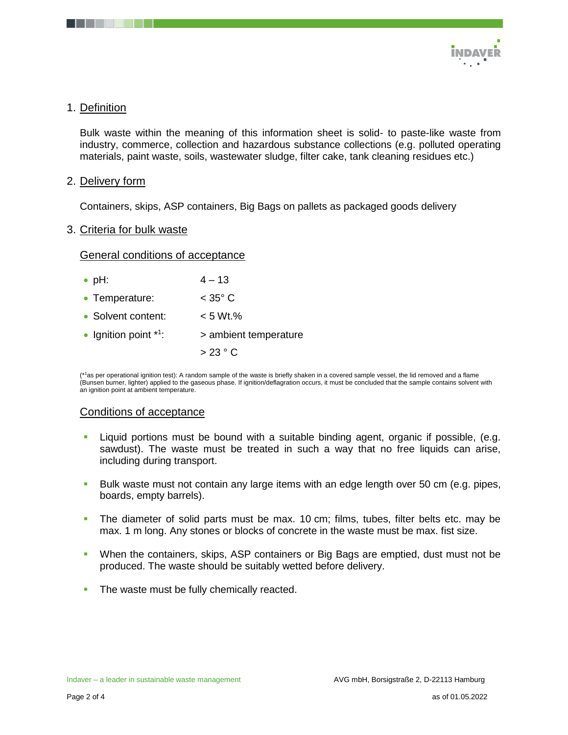## 1. Definition

Bulk waste within the meaning of this information sheet is solid- to paste-like waste from industry, commerce, collection and hazardous substance collections (e.g. polluted operating materials, paint waste, soils, wastewater sludge, filter cake, tank cleaning residues etc.)

## 2. Delivery form

Containers, skips, ASP containers, Big Bags on pallets as packaged goods delivery

## 3. Criteria for bulk waste

### General conditions of acceptance

- pH: 4 – 13
- Temperature: < 35° C
- Solvent content: < 5 Wt.%
- Ignition point *[1]: > ambient temperature
  > 23 ° C

(*[1]as per operational ignition test): A random sample of the waste is briefly shaken in a covered sample vessel, the lid removed and a flame (Bunsen burner, lighter) applied to the gaseous phase. If ignition/deflagration occurs, it must be concluded that the sample contains solvent with an ignition point at ambient temperature.

### Conditions of acceptance

- Liquid portions must be bound with a suitable binding agent, organic if possible, (e.g. sawdust). The waste must be treated in such a way that no free liquids can arise, including during transport.
- Bulk waste must not contain any large items with an edge length over 50 cm (e.g. pipes, boards, empty barrels).
- The diameter of solid parts must be max. 10 cm; films, tubes, filter belts etc. may be max. 1 m long. Any stones or blocks of concrete in the waste must be max. fist size.
- When the containers, skips, ASP containers or Big Bags are emptied, dust must not be produced. The waste should be suitably wetted before delivery.
- The waste must be fully chemically reacted.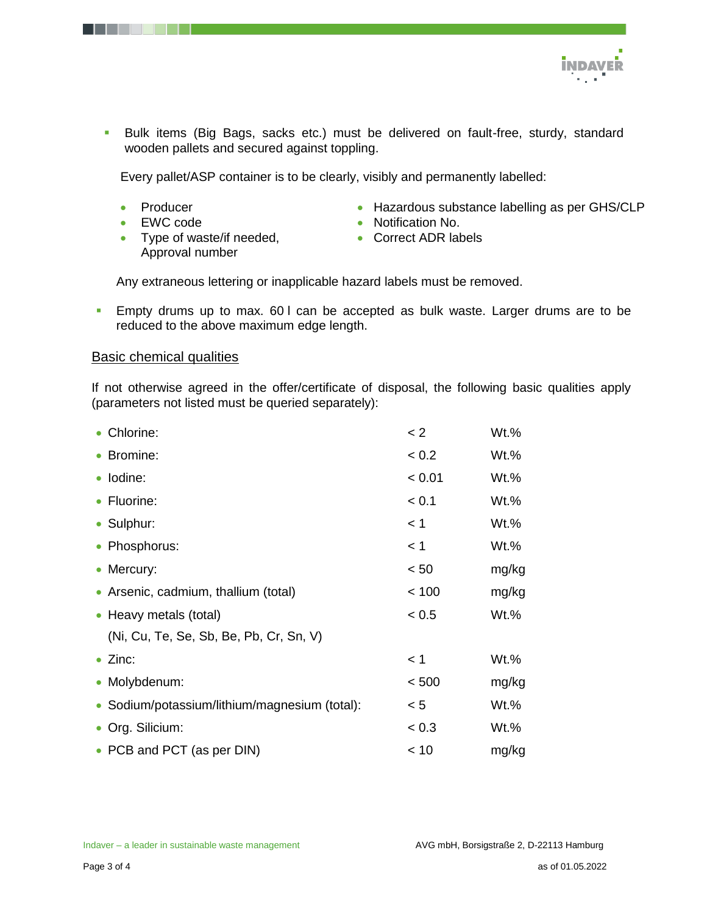- Bulk items (Big Bags, sacks etc.) must be delivered on fault-free, sturdy, standard wooden pallets and secured against toppling.

  Every pallet/ASP container is to be clearly, visibly and permanently labelled:

  - Producer
  - EWC code
  - Type of waste/if needed, Approval number
  - Hazardous substance labelling as per GHS/CLP
  - Notification No.
  - Correct ADR labels

  Any extraneous lettering or inapplicable hazard labels must be removed.

- Empty drums up to max. 60 l can be accepted as bulk waste. Larger drums are to be reduced to the above maximum edge length.

## Basic chemical qualities

If not otherwise agreed in the offer/certificate of disposal, the following basic qualities apply (parameters not listed must be queried separately):

| Parameter | Limit | Unit |
|---|---|---|
| Chlorine: | < 2 | Wt.% |
| Bromine: | < 0.2 | Wt.% |
| Iodine: | < 0.01 | Wt.% |
| Fluorine: | < 0.1 | Wt.% |
| Sulphur: | < 1 | Wt.% |
| Phosphorus: | < 1 | Wt.% |
| Mercury: | < 50 | mg/kg |
| Arsenic, cadmium, thallium (total) | < 100 | mg/kg |
| Heavy metals (total) (Ni, Cu, Te, Se, Sb, Be, Pb, Cr, Sn, V) | < 0.5 | Wt.% |
| Zinc: | < 1 | Wt.% |
| Molybdenum: | < 500 | mg/kg |
| Sodium/potassium/lithium/magnesium (total): | < 5 | Wt.% |
| Org. Silicium: | < 0.3 | Wt.% |
| PCB and PCT (as per DIN) | < 10 | mg/kg |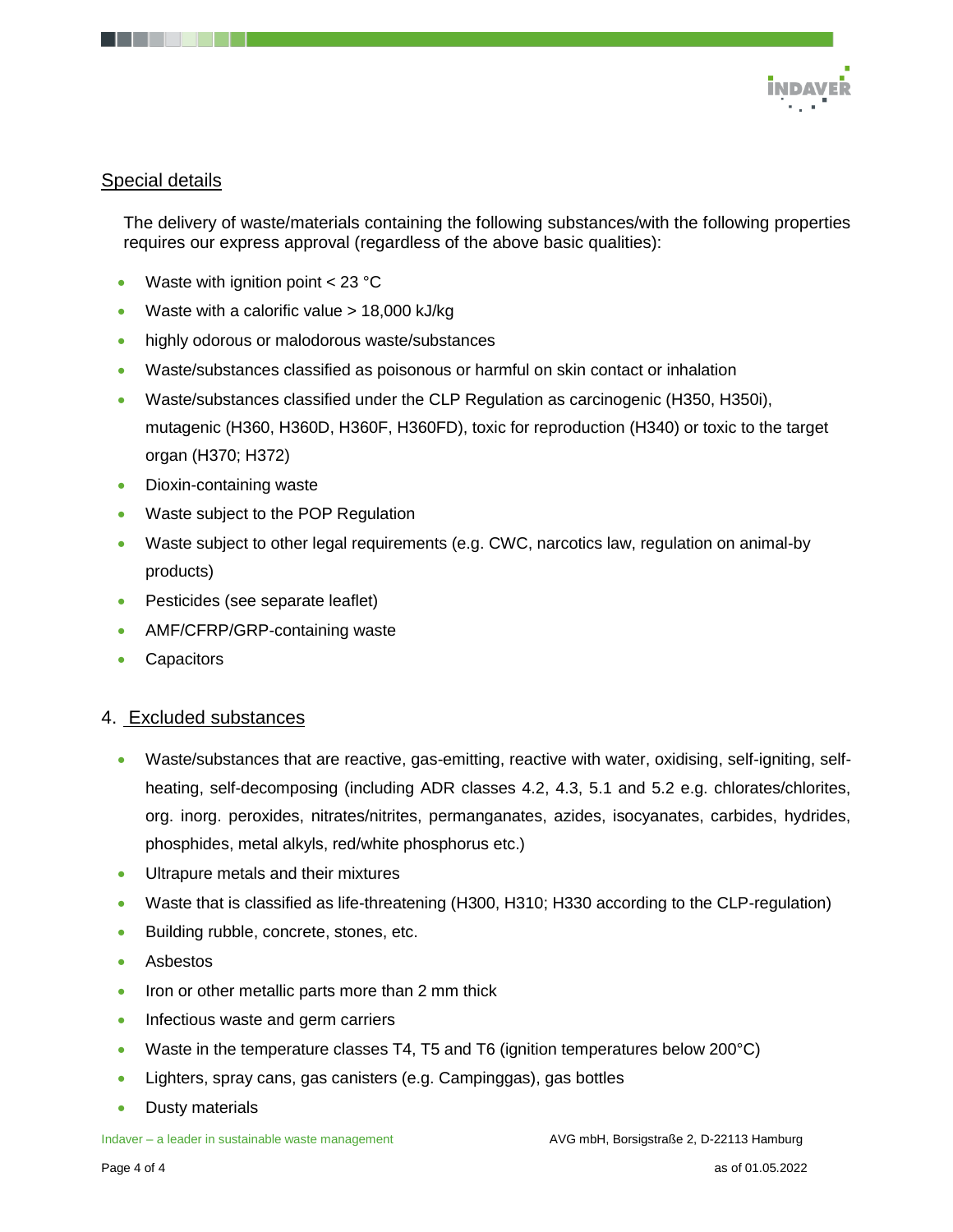## Special details

The delivery of waste/materials containing the following substances/with the following properties requires our express approval (regardless of the above basic qualities):

- Waste with ignition point < 23 °C
- Waste with a calorific value > 18,000 kJ/kg
- highly odorous or malodorous waste/substances
- Waste/substances classified as poisonous or harmful on skin contact or inhalation
- Waste/substances classified under the CLP Regulation as carcinogenic (H350, H350i), mutagenic (H360, H360D, H360F, H360FD), toxic for reproduction (H340) or toxic to the target organ (H370; H372)
- Dioxin-containing waste
- Waste subject to the POP Regulation
- Waste subject to other legal requirements (e.g. CWC, narcotics law, regulation on animal-by products)
- Pesticides (see separate leaflet)
- AMF/CFRP/GRP-containing waste
- Capacitors

## 4. Excluded substances

- Waste/substances that are reactive, gas-emitting, reactive with water, oxidising, self-igniting, self-heating, self-decomposing (including ADR classes 4.2, 4.3, 5.1 and 5.2 e.g. chlorates/chlorites, org. inorg. peroxides, nitrates/nitrites, permanganates, azides, isocyanates, carbides, hydrides, phosphides, metal alkyls, red/white phosphorus etc.)
- Ultrapure metals and their mixtures
- Waste that is classified as life-threatening (H300, H310; H330 according to the CLP-regulation)
- Building rubble, concrete, stones, etc.
- Asbestos
- Iron or other metallic parts more than 2 mm thick
- Infectious waste and germ carriers
- Waste in the temperature classes T4, T5 and T6 (ignition temperatures below 200°C)
- Lighters, spray cans, gas canisters (e.g. Campinggas), gas bottles
- Dusty materials